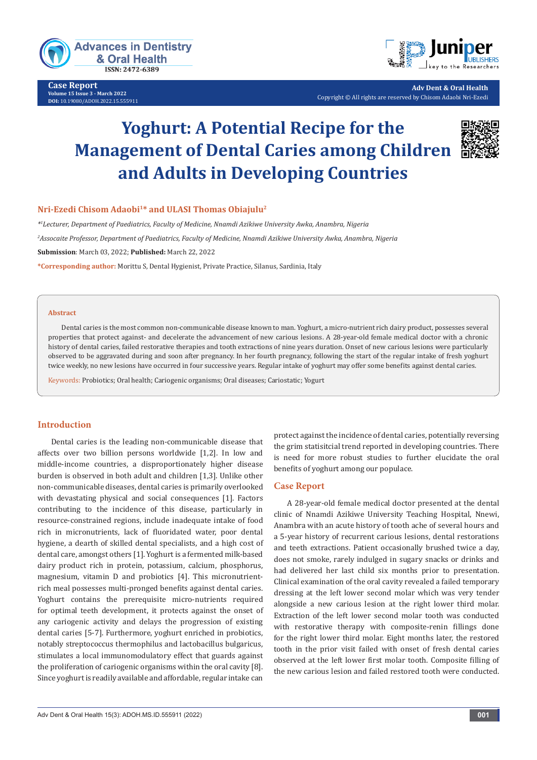# Yoghurt: A Potential Recipe for the Management of Dental Caries among Children and Adults in Developing Countries

**Nri-Ezedi Chisom Adaobi[1]* and ULASI Thomas Obiajulu[2]**

*[*1]Lecturer, Department of Paediatrics, Faculty of Medicine, Nnamdi Azikiwe University Awka, Anambra, Nigeria*

*[2]Assocaite Professor, Department of Paediatrics, Faculty of Medicine, Nnamdi Azikiwe University Awka, Anambra, Nigeria*

**Submission**: March 03, 2022; **Published:** March 22, 2022

***Corresponding author:** Morittu S, Dental Hygienist, Private Practice, Silanus, Sardinia, Italy

## Abstract

Dental caries is the most common non-communicable disease known to man. Yoghurt, a micro-nutrient rich dairy product, possesses several properties that protect against- and decelerate the advancement of new carious lesions. A 28-year-old female medical doctor with a chronic history of dental caries, failed restorative therapies and tooth extractions of nine years duration. Onset of new carious lesions were particularly observed to be aggravated during and soon after pregnancy. In her fourth pregnancy, following the start of the regular intake of fresh yoghurt twice weekly, no new lesions have occurred in four successive years. Regular intake of yoghurt may offer some benefits against dental caries.

**Keywords:** Probiotics; Oral health; Cariogenic organisms; Oral diseases; Cariostatic; Yogurt

## Introduction

Dental caries is the leading non-communicable disease that affects over two billion persons worldwide [1,2]. In low and middle-income countries, a disproportionately higher disease burden is observed in both adult and children [1,3]. Unlike other non-communicable diseases, dental caries is primarily overlooked with devastating physical and social consequences [1]. Factors contributing to the incidence of this disease, particularly in resource-constrained regions, include inadequate intake of food rich in micronutrients, lack of fluoridated water, poor dental hygiene, a dearth of skilled dental specialists, and a high cost of dental care, amongst others [1]. Yoghurt is a fermented milk-based dairy product rich in protein, potassium, calcium, phosphorus, magnesium, vitamin D and probiotics [4]. This micronutrient-rich meal possesses multi-pronged benefits against dental caries. Yoghurt contains the prerequisite micro-nutrients required for optimal teeth development, it protects against the onset of any cariogenic activity and delays the progression of existing dental caries [5-7]. Furthermore, yoghurt enriched in probiotics, notably streptococcus thermophilus and lactobacillus bulgaricus, stimulates a local immunomodulatory effect that guards against the proliferation of cariogenic organisms within the oral cavity [8]. Since yoghurt is readily available and affordable, regular intake can protect against the incidence of dental caries, potentially reversing the grim statisitcial trend reported in developing countries. There is need for more robust studies to further elucidate the oral benefits of yoghurt among our populace.

## Case Report

A 28-year-old female medical doctor presented at the dental clinic of Nnamdi Azikiwe University Teaching Hospital, Nnewi, Anambra with an acute history of tooth ache of several hours and a 5-year history of recurrent carious lesions, dental restorations and teeth extractions. Patient occasionally brushed twice a day, does not smoke, rarely indulged in sugary snacks or drinks and had delivered her last child six months prior to presentation. Clinical examination of the oral cavity revealed a failed temporary dressing at the left lower second molar which was very tender alongside a new carious lesion at the right lower third molar. Extraction of the left lower second molar tooth was conducted with restorative therapy with composite-renin fillings done for the right lower third molar. Eight months later, the restored tooth in the prior visit failed with onset of fresh dental caries observed at the left lower first molar tooth. Composite filling of the new carious lesion and failed restored tooth were conducted.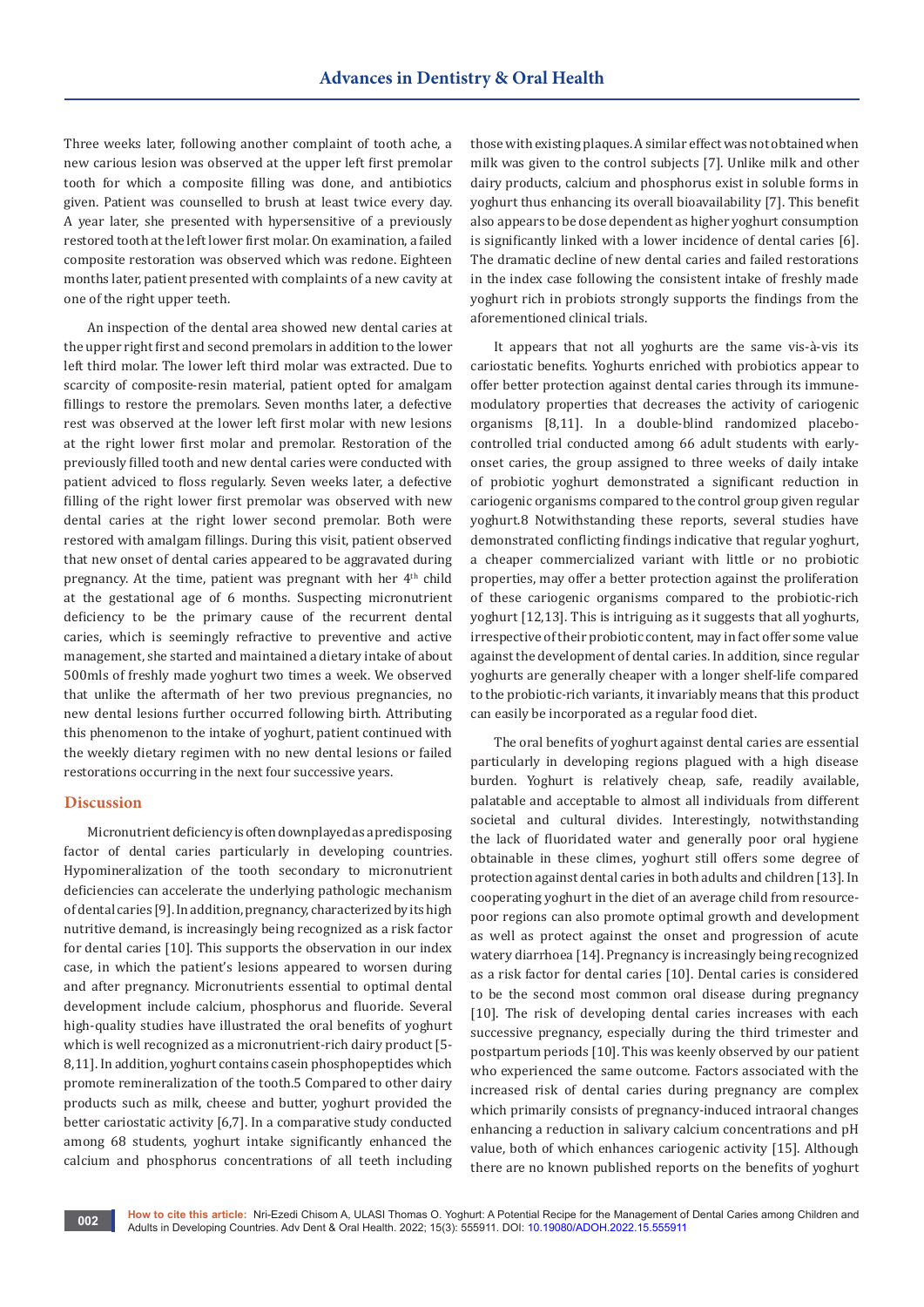Three weeks later, following another complaint of tooth ache, a new carious lesion was observed at the upper left first premolar tooth for which a composite filling was done, and antibiotics given. Patient was counselled to brush at least twice every day. A year later, she presented with hypersensitive of a previously restored tooth at the left lower first molar. On examination, a failed composite restoration was observed which was redone. Eighteen months later, patient presented with complaints of a new cavity at one of the right upper teeth.

An inspection of the dental area showed new dental caries at the upper right first and second premolars in addition to the lower left third molar. The lower left third molar was extracted. Due to scarcity of composite-resin material, patient opted for amalgam fillings to restore the premolars. Seven months later, a defective rest was observed at the lower left first molar with new lesions at the right lower first molar and premolar. Restoration of the previously filled tooth and new dental caries were conducted with patient adviced to floss regularly. Seven weeks later, a defective filling of the right lower first premolar was observed with new dental caries at the right lower second premolar. Both were restored with amalgam fillings. During this visit, patient observed that new onset of dental caries appeared to be aggravated during pregnancy. At the time, patient was pregnant with her 4th child at the gestational age of 6 months. Suspecting micronutrient deficiency to be the primary cause of the recurrent dental caries, which is seemingly refractive to preventive and active management, she started and maintained a dietary intake of about 500mls of freshly made yoghurt two times a week. We observed that unlike the aftermath of her two previous pregnancies, no new dental lesions further occurred following birth. Attributing this phenomenon to the intake of yoghurt, patient continued with the weekly dietary regimen with no new dental lesions or failed restorations occurring in the next four successive years.

## Discussion

Micronutrient deficiency is often downplayed as a predisposing factor of dental caries particularly in developing countries. Hypomineralization of the tooth secondary to micronutrient deficiencies can accelerate the underlying pathologic mechanism of dental caries [9]. In addition, pregnancy, characterized by its high nutritive demand, is increasingly being recognized as a risk factor for dental caries [10]. This supports the observation in our index case, in which the patient's lesions appeared to worsen during and after pregnancy. Micronutrients essential to optimal dental development include calcium, phosphorus and fluoride. Several high-quality studies have illustrated the oral benefits of yoghurt which is well recognized as a micronutrient-rich dairy product [5-8,11]. In addition, yoghurt contains casein phosphopeptides which promote remineralization of the tooth.5 Compared to other dairy products such as milk, cheese and butter, yoghurt provided the better cariostatic activity [6,7]. In a comparative study conducted among 68 students, yoghurt intake significantly enhanced the calcium and phosphorus concentrations of all teeth including those with existing plaques. A similar effect was not obtained when milk was given to the control subjects [7]. Unlike milk and other dairy products, calcium and phosphorus exist in soluble forms in yoghurt thus enhancing its overall bioavailability [7]. This benefit also appears to be dose dependent as higher yoghurt consumption is significantly linked with a lower incidence of dental caries [6]. The dramatic decline of new dental caries and failed restorations in the index case following the consistent intake of freshly made yoghurt rich in probiots strongly supports the findings from the aforementioned clinical trials.

It appears that not all yoghurts are the same vis-à-vis its cariostatic benefits. Yoghurts enriched with probiotics appear to offer better protection against dental caries through its immune-modulatory properties that decreases the activity of cariogenic organisms [8,11]. In a double-blind randomized placebo-controlled trial conducted among 66 adult students with early-onset caries, the group assigned to three weeks of daily intake of probiotic yoghurt demonstrated a significant reduction in cariogenic organisms compared to the control group given regular yoghurt.8 Notwithstanding these reports, several studies have demonstrated conflicting findings indicative that regular yoghurt, a cheaper commercialized variant with little or no probiotic properties, may offer a better protection against the proliferation of these cariogenic organisms compared to the probiotic-rich yoghurt [12,13]. This is intriguing as it suggests that all yoghurts, irrespective of their probiotic content, may in fact offer some value against the development of dental caries. In addition, since regular yoghurts are generally cheaper with a longer shelf-life compared to the probiotic-rich variants, it invariably means that this product can easily be incorporated as a regular food diet.

The oral benefits of yoghurt against dental caries are essential particularly in developing regions plagued with a high disease burden. Yoghurt is relatively cheap, safe, readily available, palatable and acceptable to almost all individuals from different societal and cultural divides. Interestingly, notwithstanding the lack of fluoridated water and generally poor oral hygiene obtainable in these climes, yoghurt still offers some degree of protection against dental caries in both adults and children [13]. In cooperating yoghurt in the diet of an average child from resource-poor regions can also promote optimal growth and development as well as protect against the onset and progression of acute watery diarrhoea [14]. Pregnancy is increasingly being recognized as a risk factor for dental caries [10]. Dental caries is considered to be the second most common oral disease during pregnancy [10]. The risk of developing dental caries increases with each successive pregnancy, especially during the third trimester and postpartum periods [10]. This was keenly observed by our patient who experienced the same outcome. Factors associated with the increased risk of dental caries during pregnancy are complex which primarily consists of pregnancy-induced intraoral changes enhancing a reduction in salivary calcium concentrations and pH value, both of which enhances cariogenic activity [15]. Although there are no known published reports on the benefits of yoghurt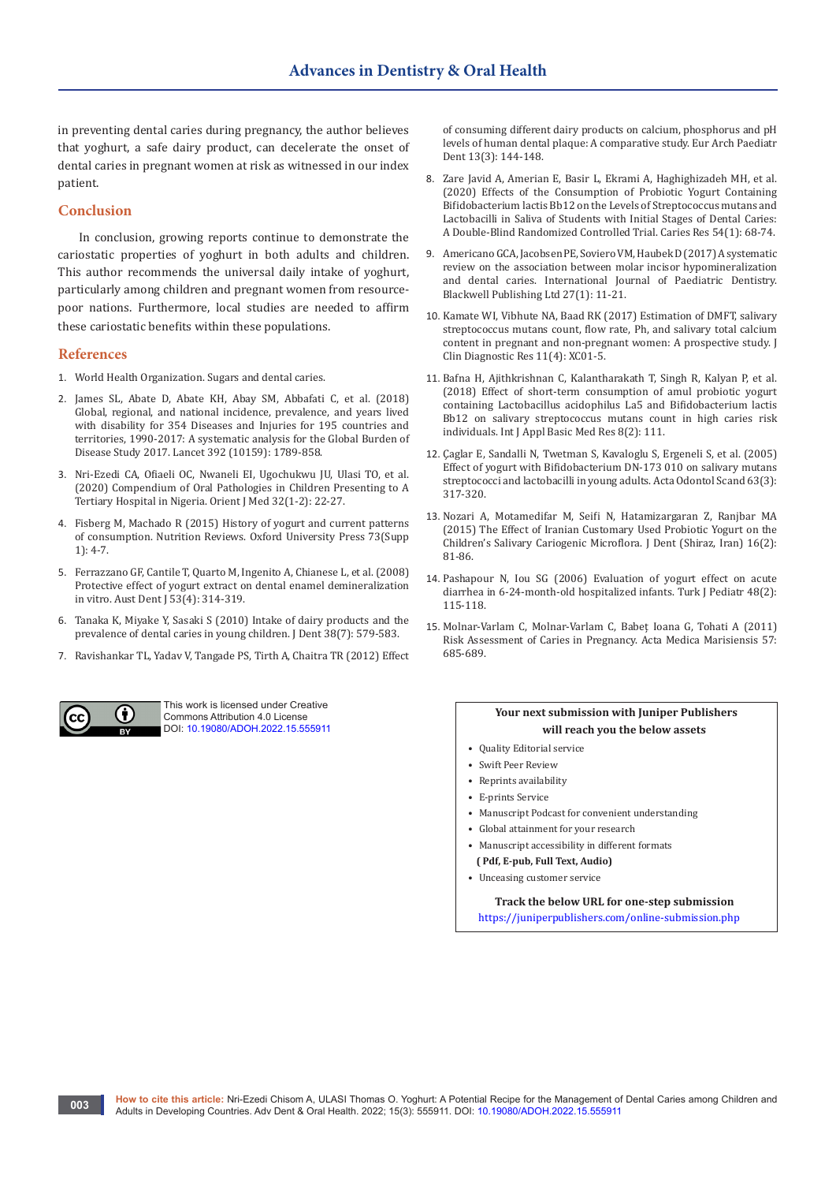in preventing dental caries during pregnancy, the author believes that yoghurt, a safe dairy product, can decelerate the onset of dental caries in pregnant women at risk as witnessed in our index patient.

## Conclusion

In conclusion, growing reports continue to demonstrate the cariostatic properties of yoghurt in both adults and children. This author recommends the universal daily intake of yoghurt, particularly among children and pregnant women from resource-poor nations. Furthermore, local studies are needed to affirm these cariostatic benefits within these populations.

## References

1. World Health Organization. Sugars and dental caries.
2. James SL, Abate D, Abate KH, Abay SM, Abbafati C, et al. (2018) Global, regional, and national incidence, prevalence, and years lived with disability for 354 Diseases and Injuries for 195 countries and territories, 1990-2017: A systematic analysis for the Global Burden of Disease Study 2017. Lancet 392 (10159): 1789-858.
3. Nri-Ezedi CA, Ofiaeli OC, Nwaneli EI, Ugochukwu JU, Ulasi TO, et al. (2020) Compendium of Oral Pathologies in Children Presenting to A Tertiary Hospital in Nigeria. Orient J Med 32(1-2): 22-27.
4. Fisberg M, Machado R (2015) History of yogurt and current patterns of consumption. Nutrition Reviews. Oxford University Press 73(Supp 1): 4-7.
5. Ferrazzano GF, Cantile T, Quarto M, Ingenito A, Chianese L, et al. (2008) Protective effect of yogurt extract on dental enamel demineralization in vitro. Aust Dent J 53(4): 314-319.
6. Tanaka K, Miyake Y, Sasaki S (2010) Intake of dairy products and the prevalence of dental caries in young children. J Dent 38(7): 579-583.
7. Ravishankar TL, Yadav V, Tangade PS, Tirth A, Chaitra TR (2012) Effect of consuming different dairy products on calcium, phosphorus and pH levels of human dental plaque: A comparative study. Eur Arch Paediatr Dent 13(3): 144-148.
8. Zare Javid A, Amerian E, Basir L, Ekrami A, Haghighizadeh MH, et al. (2020) Effects of the Consumption of Probiotic Yogurt Containing Bifidobacterium lactis Bb12 on the Levels of Streptococcus mutans and Lactobacilli in Saliva of Students with Initial Stages of Dental Caries: A Double-Blind Randomized Controlled Trial. Caries Res 54(1): 68-74.
9. Americano GCA, Jacobsen PE, Soviero VM, Haubek D (2017) A systematic review on the association between molar incisor hypomineralization and dental caries. International Journal of Paediatric Dentistry. Blackwell Publishing Ltd 27(1): 11-21.
10. Kamate WI, Vibhute NA, Baad RK (2017) Estimation of DMFT, salivary streptococcus mutans count, flow rate, Ph, and salivary total calcium content in pregnant and non-pregnant women: A prospective study. J Clin Diagnostic Res 11(4): XC01-5.
11. Bafna H, Ajithkrishnan C, Kalantharakath T, Singh R, Kalyan P, et al. (2018) Effect of short-term consumption of amul probiotic yogurt containing Lactobacillus acidophilus La5 and Bifidobacterium lactis Bb12 on salivary streptococcus mutans count in high caries risk individuals. Int J Appl Basic Med Res 8(2): 111.
12. Çaglar E, Sandalli N, Twetman S, Kavaloglu S, Ergeneli S, et al. (2005) Effect of yogurt with Bifidobacterium DN-173 010 on salivary mutans streptococci and lactobacilli in young adults. Acta Odontol Scand 63(3): 317-320.
13. Nozari A, Motamedifar M, Seifi N, Hatamizargaran Z, Ranjbar MA (2015) The Effect of Iranian Customary Used Probiotic Yogurt on the Children's Salivary Cariogenic Microflora. J Dent (Shiraz, Iran) 16(2): 81-86.
14. Pashapour N, Iou SG (2006) Evaluation of yogurt effect on acute diarrhea in 6-24-month-old hospitalized infants. Turk J Pediatr 48(2): 115-118.
15. Molnar-Varlam C, Molnar-Varlam C, Babeţ Ioana G, Tohati A (2011) Risk Assessment of Caries in Pregnancy. Acta Medica Marisiensis 57: 685-689.

This work is licensed under Creative Commons Attribution 4.0 License
DOI: 10.19080/ADOH.2022.15.555911

**Your next submission with Juniper Publishers will reach you the below assets**

- Quality Editorial service
- Swift Peer Review
- Reprints availability
- E-prints Service
- Manuscript Podcast for convenient understanding
- Global attainment for your research
- Manuscript accessibility in different formats
  **( Pdf, E-pub, Full Text, Audio)**
- Unceasing customer service

**Track the below URL for one-step submission**
https://juniperpublishers.com/online-submission.php

**How to cite this article:** Nri-Ezedi Chisom A, ULASI Thomas O. Yoghurt: A Potential Recipe for the Management of Dental Caries among Children and Adults in Developing Countries. Adv Dent & Oral Health. 2022; 15(3): 555911. DOI: 10.19080/ADOH.2022.15.555911